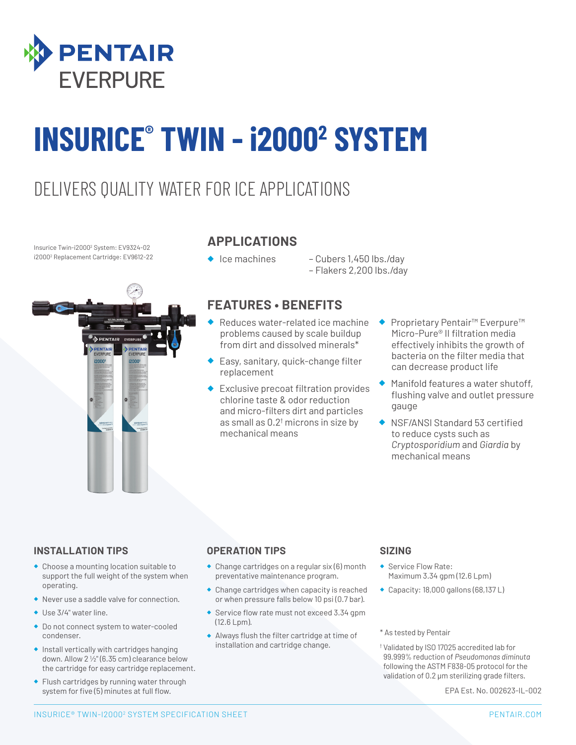PENTAIR EVERPURE

# INSURICE® TWIN - i2000² SYSTEM

## DELIVERS QUALITY WATER FOR ICE APPLICATIONS

Insurice Twin-i2000² System: EV9324-02
i2000² Replacement Cartridge: EV9612-22

### APPLICATIONS

- Ice machines
  - Cubers 1,450 lbs./day
  - Flakers 2,200 lbs./day

### FEATURES • BENEFITS

- Reduces water-related ice machine problems caused by scale buildup from dirt and dissolved minerals*
- Easy, sanitary, quick-change filter replacement
- Exclusive precoat filtration provides chlorine taste & odor reduction and micro-filters dirt and particles as small as 0.2† microns in size by mechanical means
- Proprietary Pentair™ Everpure™ Micro-Pure® II filtration media effectively inhibits the growth of bacteria on the filter media that can decrease product life
- Manifold features a water shutoff, flushing valve and outlet pressure gauge
- NSF/ANSI Standard 53 certified to reduce cysts such as *Cryptosporidium* and *Giardia* by mechanical means

### INSTALLATION TIPS

- Choose a mounting location suitable to support the full weight of the system when operating.
- Never use a saddle valve for connection.
- Use 3/4" water line.
- Do not connect system to water-cooled condenser.
- Install vertically with cartridges hanging down. Allow 2 ½" (6.35 cm) clearance below the cartridge for easy cartridge replacement.
- Flush cartridges by running water through system for five (5) minutes at full flow.

### OPERATION TIPS

- Change cartridges on a regular six (6) month preventative maintenance program.
- Change cartridges when capacity is reached or when pressure falls below 10 psi (0.7 bar).
- Service flow rate must not exceed 3.34 gpm (12.6 Lpm).
- Always flush the filter cartridge at time of installation and cartridge change.

### SIZING

- Service Flow Rate: Maximum 3.34 gpm (12.6 Lpm)
- Capacity: 18,000 gallons (68,137 L)

\* As tested by Pentair

† Validated by ISO 17025 accredited lab for 99.999% reduction of *Pseudomonas diminuta* following the ASTM F838-05 protocol for the validation of 0.2 µm sterilizing grade filters.

EPA Est. No. 002623-IL-002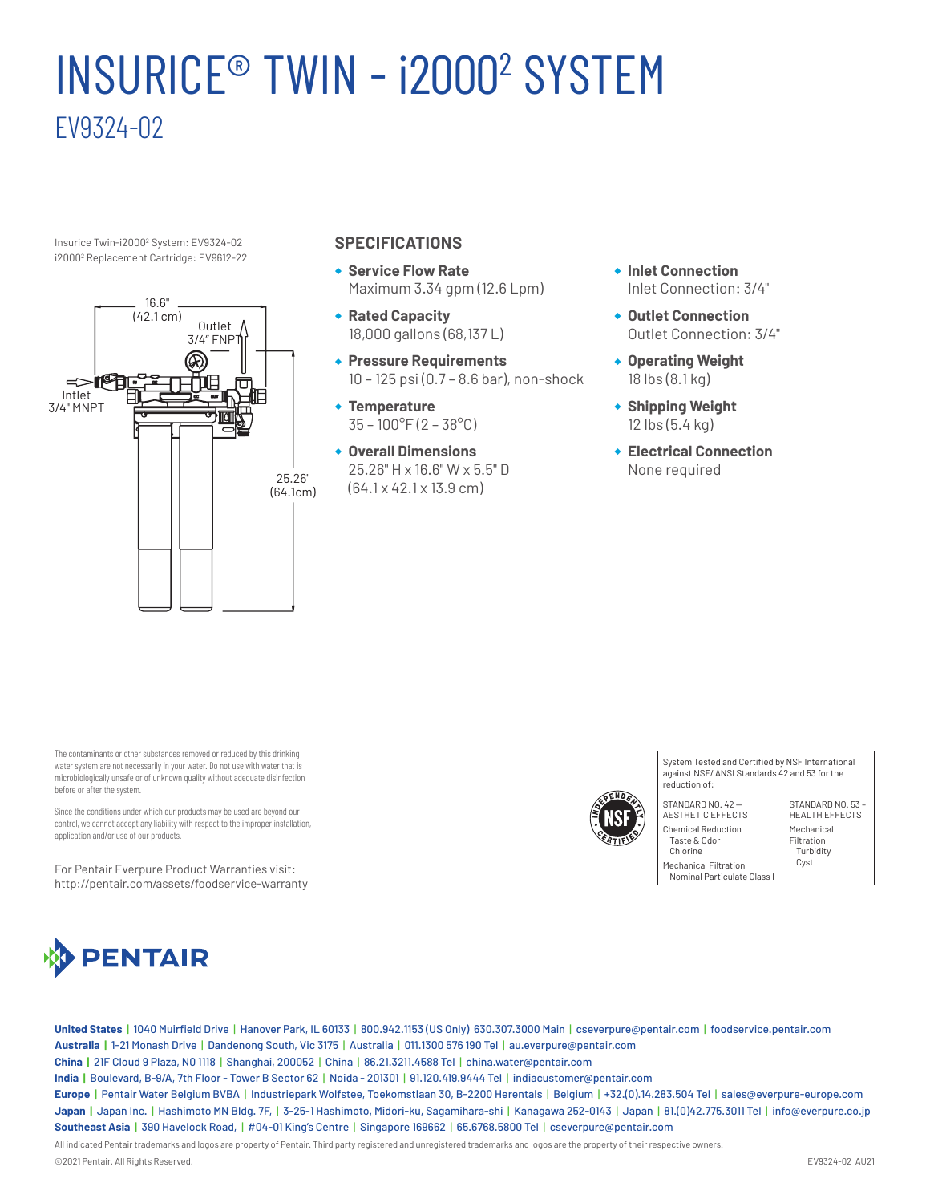# INSURICE® TWIN - i2000² SYSTEM

## EV9324-02

Insurice Twin-i2000² System: EV9324-02
i2000² Replacement Cartridge: EV9612-22

16.6"
(42.1 cm)
Outlet
3/4" FNPT
Intlet
3/4" MNPT
25.26"
(64.1cm)

## SPECIFICATIONS

- **Service Flow Rate**
  Maximum 3.34 gpm (12.6 Lpm)
- **Rated Capacity**
  18,000 gallons (68,137 L)
- **Pressure Requirements**
  10 – 125 psi (0.7 – 8.6 bar), non-shock
- **Temperature**
  35 – 100°F (2 – 38°C)
- **Overall Dimensions**
  25.26" H x 16.6" W x 5.5" D
  (64.1 x 42.1 x 13.9 cm)
- **Inlet Connection**
  Inlet Connection: 3/4"
- **Outlet Connection**
  Outlet Connection: 3/4"
- **Operating Weight**
  18 lbs (8.1 kg)
- **Shipping Weight**
  12 lbs (5.4 kg)
- **Electrical Connection**
  None required

The contaminants or other substances removed or reduced by this drinking water system are not necessarily in your water. Do not use with water that is microbiologically unsafe or of unknown quality without adequate disinfection before or after the system.

Since the conditions under which our products may be used are beyond our control, we cannot accept any liability with respect to the improper installation, application and/or use of our products.

For Pentair Everpure Product Warranties visit:
http://pentair.com/assets/foodservice-warranty

System Tested and Certified by NSF International against NSF/ ANSI Standards 42 and 53 for the reduction of:

| STANDARD NO. 42 – AESTHETIC EFFECTS | STANDARD NO. 53 – HEALTH EFFECTS |
|---|---|
| Chemical Reduction<br>Taste & Odor<br>Chlorine | Mechanical Filtration<br>Turbidity<br>Cyst |
| Mechanical Filtration<br>Nominal Particulate Class I | |

PENTAIR

**United States** | 1040 Muirfield Drive | Hanover Park, IL 60133 | 800.942.1153 (US Only) 630.307.3000 Main | cseverpure@pentair.com | foodservice.pentair.com
**Australia** | 1-21 Monash Drive | Dandenong South, Vic 3175 | Australia | 011.1300 576 190 Tel | au.everpure@pentair.com
**China** | 21F Cloud 9 Plaza, NO 1118 | Shanghai, 200052 | China | 86.21.3211.4588 Tel | china.water@pentair.com
**India** | Boulevard, B-9/A, 7th Floor - Tower B Sector 62 | Noida - 201301 | 91.120.419.9444 Tel | indiacustomer@pentair.com
**Europe** | Pentair Water Belgium BVBA | Industriepark Wolfstee, Toekomstlaan 30, B-2200 Herentals | Belgium | +32.(0).14.283.504 Tel | sales@everpure-europe.com
**Japan** | Japan Inc. | Hashimoto MN Bldg. 7F, | 3-25-1 Hashimoto, Midori-ku, Sagamihara-shi | Kanagawa 252-0143 | Japan | 81.(0)42.775.3011 Tel | info@everpure.co.jp
**Southeast Asia** | 390 Havelock Road, | #04-01 King's Centre | Singapore 169662 | 65.6768.5800 Tel | cseverpure@pentair.com

All indicated Pentair trademarks and logos are property of Pentair. Third party registered and unregistered trademarks and logos are the property of their respective owners.

©2021 Pentair. All Rights Reserved.

EV9324-02 AU21